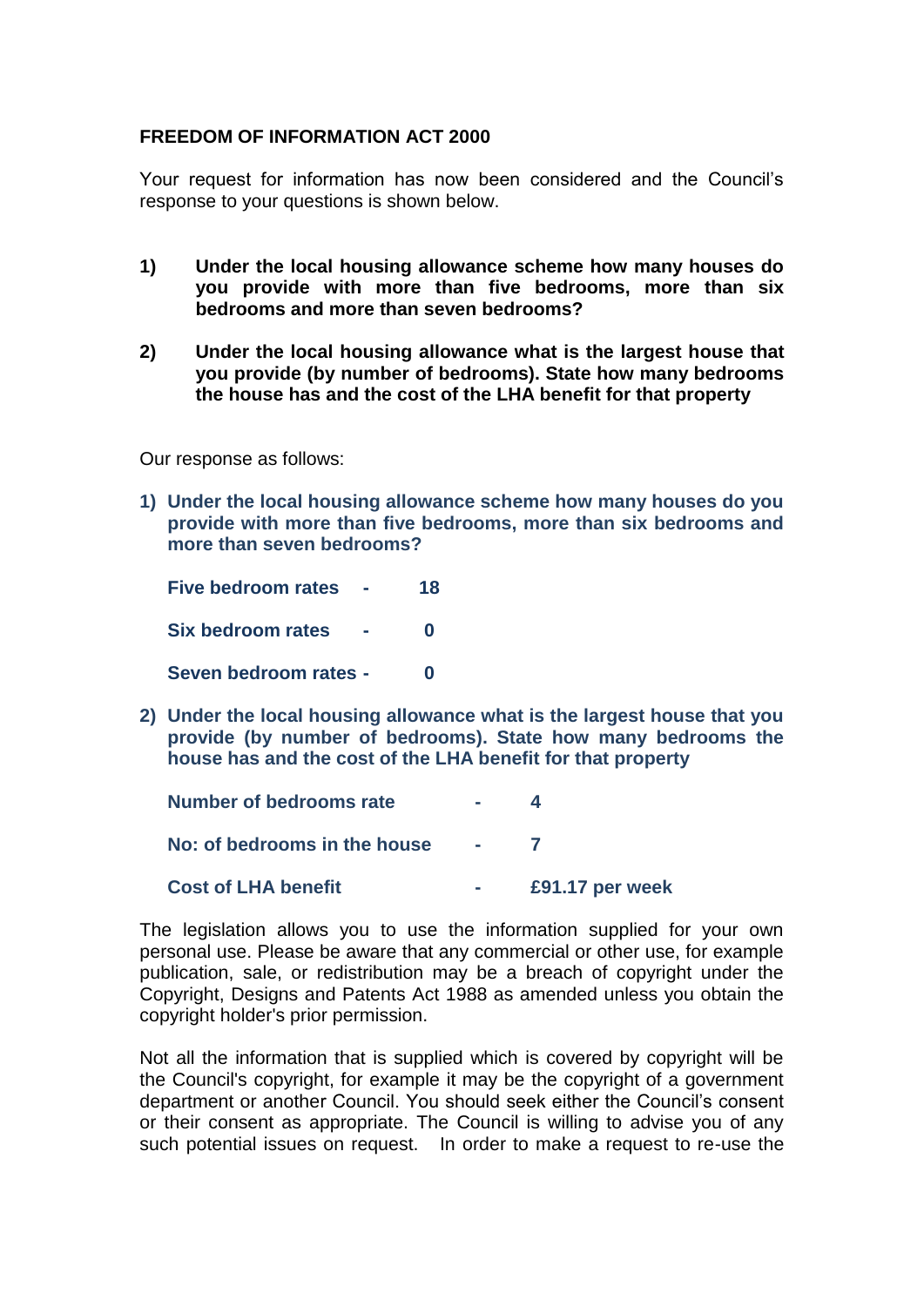# FREEDOM OF INFORMATION ACT 2000

Your request for information has now been considered and the Council's response to your questions is shown below.

1) **Under the local housing allowance scheme how many houses do you provide with more than five bedrooms, more than six bedrooms and more than seven bedrooms?**

2) **Under the local housing allowance what is the largest house that you provide (by number of bedrooms). State how many bedrooms the house has and the cost of the LHA benefit for that property**

Our response as follows:

1) **Under the local housing allowance scheme how many houses do you provide with more than five bedrooms, more than six bedrooms and more than seven bedrooms?**

   **Five bedroom rates - 18**

   **Six bedroom rates - 0**

   **Seven bedroom rates - 0**

2) **Under the local housing allowance what is the largest house that you provide (by number of bedrooms). State how many bedrooms the house has and the cost of the LHA benefit for that property**

   **Number of bedrooms rate - 4**

   **No: of bedrooms in the house - 7**

   **Cost of LHA benefit - £91.17 per week**

The legislation allows you to use the information supplied for your own personal use. Please be aware that any commercial or other use, for example publication, sale, or redistribution may be a breach of copyright under the Copyright, Designs and Patents Act 1988 as amended unless you obtain the copyright holder's prior permission.

Not all the information that is supplied which is covered by copyright will be the Council's copyright, for example it may be the copyright of a government department or another Council. You should seek either the Council's consent or their consent as appropriate. The Council is willing to advise you of any such potential issues on request. In order to make a request to re-use the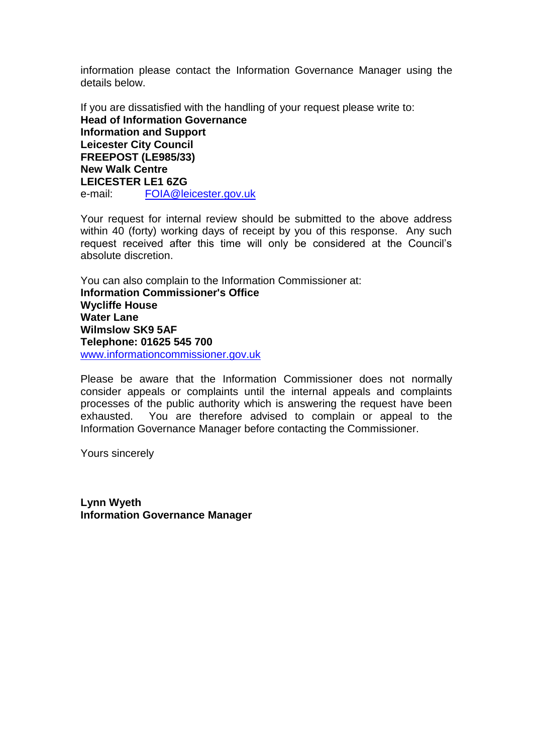information please contact the Information Governance Manager using the details below.

If you are dissatisfied with the handling of your request please write to:
**Head of Information Governance**
**Information and Support**
**Leicester City Council**
**FREEPOST (LE985/33)**
**New Walk Centre**
**LEICESTER LE1 6ZG**
e-mail: FOIA@leicester.gov.uk

Your request for internal review should be submitted to the above address within 40 (forty) working days of receipt by you of this response. Any such request received after this time will only be considered at the Council's absolute discretion.

You can also complain to the Information Commissioner at:
**Information Commissioner's Office**
**Wycliffe House**
**Water Lane**
**Wilmslow SK9 5AF**
**Telephone: 01625 545 700**
www.informationcommissioner.gov.uk

Please be aware that the Information Commissioner does not normally consider appeals or complaints until the internal appeals and complaints processes of the public authority which is answering the request have been exhausted. You are therefore advised to complain or appeal to the Information Governance Manager before contacting the Commissioner.

Yours sincerely

**Lynn Wyeth**
**Information Governance Manager**